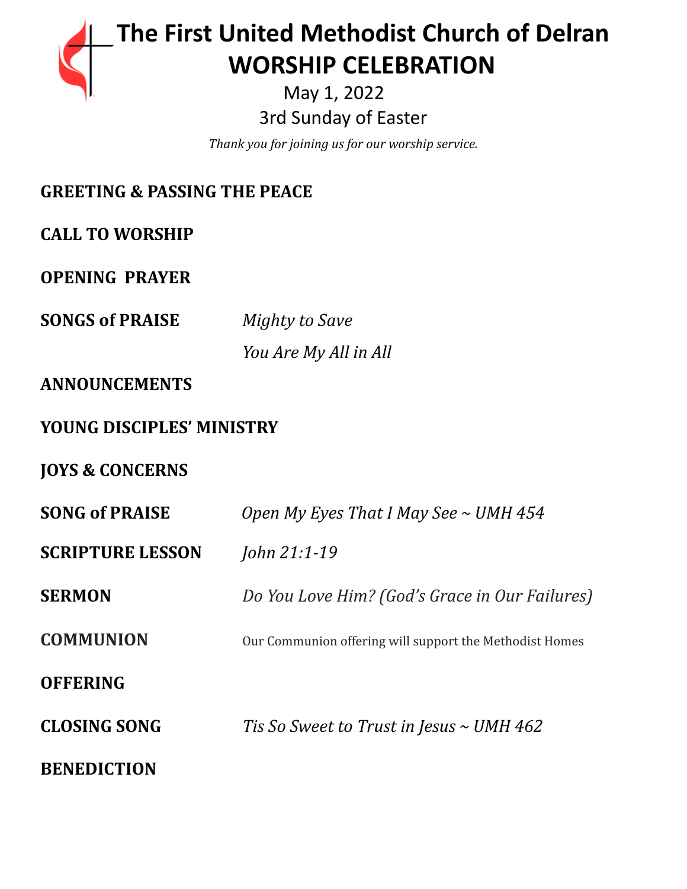# The First United Methodist Church of Delran
# WORSHIP CELEBRATION

May 1, 2022

3rd Sunday of Easter

*Thank you for joining us for our worship service.*

**GREETING & PASSING THE PEACE**

**CALL TO WORSHIP**

**OPENING PRAYER**

**SONGS of PRAISE** *Mighty to Save*

*You Are My All in All*

**ANNOUNCEMENTS**

**YOUNG DISCIPLES' MINISTRY**

**JOYS & CONCERNS**

**SONG of PRAISE** *Open My Eyes That I May See ~ UMH 454*

**SCRIPTURE LESSON** *John 21:1-19*

**SERMON** *Do You Love Him? (God's Grace in Our Failures)*

**COMMUNION** Our Communion offering will support the Methodist Homes

**OFFERING**

**CLOSING SONG** *Tis So Sweet to Trust in Jesus ~ UMH 462*

**BENEDICTION**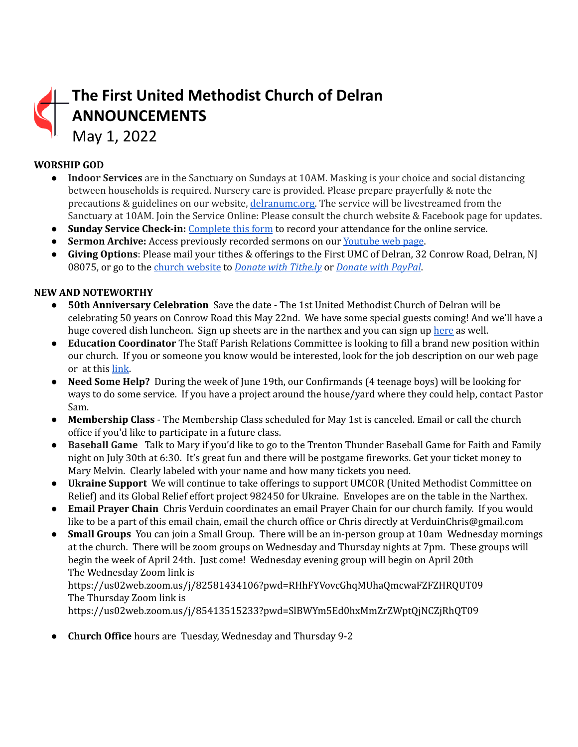# The First United Methodist Church of Delran ANNOUNCEMENTS

May 1, 2022

**WORSHIP GOD**

- **Indoor Services** are in the Sanctuary on Sundays at 10AM. Masking is your choice and social distancing between households is required. Nursery care is provided. Please prepare prayerfully & note the precautions & guidelines on our website, delranumc.org. The service will be livestreamed from the Sanctuary at 10AM. Join the Service Online: Please consult the church website & Facebook page for updates.
- **Sunday Service Check-in:** Complete this form to record your attendance for the online service.
- **Sermon Archive:** Access previously recorded sermons on our Youtube web page.
- **Giving Options**: Please mail your tithes & offerings to the First UMC of Delran, 32 Conrow Road, Delran, NJ 08075, or go to the church website to *Donate with Tithe.ly* or *Donate with PayPal*.

**NEW AND NOTEWORTHY**

- **50th Anniversary Celebration** Save the date - The 1st United Methodist Church of Delran will be celebrating 50 years on Conrow Road this May 22nd. We have some special guests coming! And we'll have a huge covered dish luncheon. Sign up sheets are in the narthex and you can sign up here as well.
- **Education Coordinator** The Staff Parish Relations Committee is looking to fill a brand new position within our church. If you or someone you know would be interested, look for the job description on our web page or at this link.
- **Need Some Help?** During the week of June 19th, our Confirmands (4 teenage boys) will be looking for ways to do some service. If you have a project around the house/yard where they could help, contact Pastor Sam.
- **Membership Class** - The Membership Class scheduled for May 1st is canceled. Email or call the church office if you'd like to participate in a future class.
- **Baseball Game** Talk to Mary if you'd like to go to the Trenton Thunder Baseball Game for Faith and Family night on July 30th at 6:30. It's great fun and there will be postgame fireworks. Get your ticket money to Mary Melvin. Clearly labeled with your name and how many tickets you need.
- **Ukraine Support** We will continue to take offerings to support UMCOR (United Methodist Committee on Relief) and its Global Relief effort project 982450 for Ukraine. Envelopes are on the table in the Narthex.
- **Email Prayer Chain** Chris Verduin coordinates an email Prayer Chain for our church family. If you would like to be a part of this email chain, email the church office or Chris directly at VerduinChris@gmail.com
- **Small Groups** You can join a Small Group. There will be an in-person group at 10am Wednesday mornings at the church. There will be zoom groups on Wednesday and Thursday nights at 7pm. These groups will begin the week of April 24th. Just come! Wednesday evening group will begin on April 20th
  The Wednesday Zoom link is
  https://us02web.zoom.us/j/82581434106?pwd=RHhFYVovcGhqMUhaQmcwaFZFZHRQUT09
  The Thursday Zoom link is
  https://us02web.zoom.us/j/85413515233?pwd=SlBWYm5Ed0hxMmZrZWptQjNCZjRhQT09

- **Church Office** hours are Tuesday, Wednesday and Thursday 9-2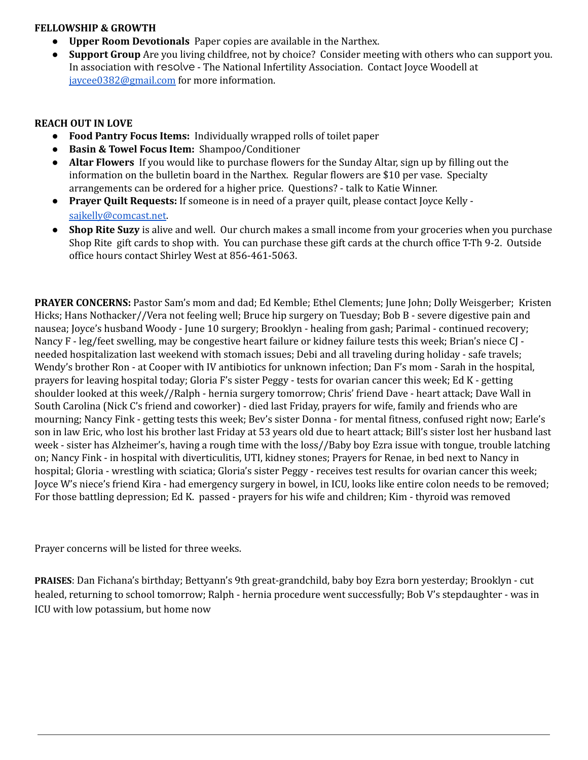**FELLOWSHIP & GROWTH**

- **Upper Room Devotionals** Paper copies are available in the Narthex.
- **Support Group** Are you living childfree, not by choice? Consider meeting with others who can support you. In association with resolve - The National Infertility Association. Contact Joyce Woodell at jaycee0382@gmail.com for more information.

**REACH OUT IN LOVE**

- **Food Pantry Focus Items:** Individually wrapped rolls of toilet paper
- **Basin & Towel Focus Item:** Shampoo/Conditioner
- **Altar Flowers** If you would like to purchase flowers for the Sunday Altar, sign up by filling out the information on the bulletin board in the Narthex. Regular flowers are $10 per vase. Specialty arrangements can be ordered for a higher price. Questions? - talk to Katie Winner.
- **Prayer Quilt Requests:** If someone is in need of a prayer quilt, please contact Joyce Kelly - sajkelly@comcast.net.
- **Shop Rite Suzy** is alive and well. Our church makes a small income from your groceries when you purchase Shop Rite gift cards to shop with. You can purchase these gift cards at the church office T-Th 9-2. Outside office hours contact Shirley West at 856-461-5063.

**PRAYER CONCERNS:** Pastor Sam's mom and dad; Ed Kemble; Ethel Clements; June John; Dolly Weisgerber; Kristen Hicks; Hans Nothacker//Vera not feeling well; Bruce hip surgery on Tuesday; Bob B - severe digestive pain and nausea; Joyce's husband Woody - June 10 surgery; Brooklyn - healing from gash; Parimal - continued recovery; Nancy F - leg/feet swelling, may be congestive heart failure or kidney failure tests this week; Brian's niece CJ - needed hospitalization last weekend with stomach issues; Debi and all traveling during holiday - safe travels; Wendy's brother Ron - at Cooper with IV antibiotics for unknown infection; Dan F's mom - Sarah in the hospital, prayers for leaving hospital today; Gloria F's sister Peggy - tests for ovarian cancer this week; Ed K - getting shoulder looked at this week//Ralph - hernia surgery tomorrow; Chris' friend Dave - heart attack; Dave Wall in South Carolina (Nick C's friend and coworker) - died last Friday, prayers for wife, family and friends who are mourning; Nancy Fink - getting tests this week; Bev's sister Donna - for mental fitness, confused right now; Earle's son in law Eric, who lost his brother last Friday at 53 years old due to heart attack; Bill's sister lost her husband last week - sister has Alzheimer's, having a rough time with the loss//Baby boy Ezra issue with tongue, trouble latching on; Nancy Fink - in hospital with diverticulitis, UTI, kidney stones; Prayers for Renae, in bed next to Nancy in hospital; Gloria - wrestling with sciatica; Gloria's sister Peggy - receives test results for ovarian cancer this week; Joyce W's niece's friend Kira - had emergency surgery in bowel, in ICU, looks like entire colon needs to be removed; For those battling depression; Ed K. passed - prayers for his wife and children; Kim - thyroid was removed

Prayer concerns will be listed for three weeks.

**PRAISES**: Dan Fichana's birthday; Bettyann's 9th great-grandchild, baby boy Ezra born yesterday; Brooklyn - cut healed, returning to school tomorrow; Ralph - hernia procedure went successfully; Bob V's stepdaughter - was in ICU with low potassium, but home now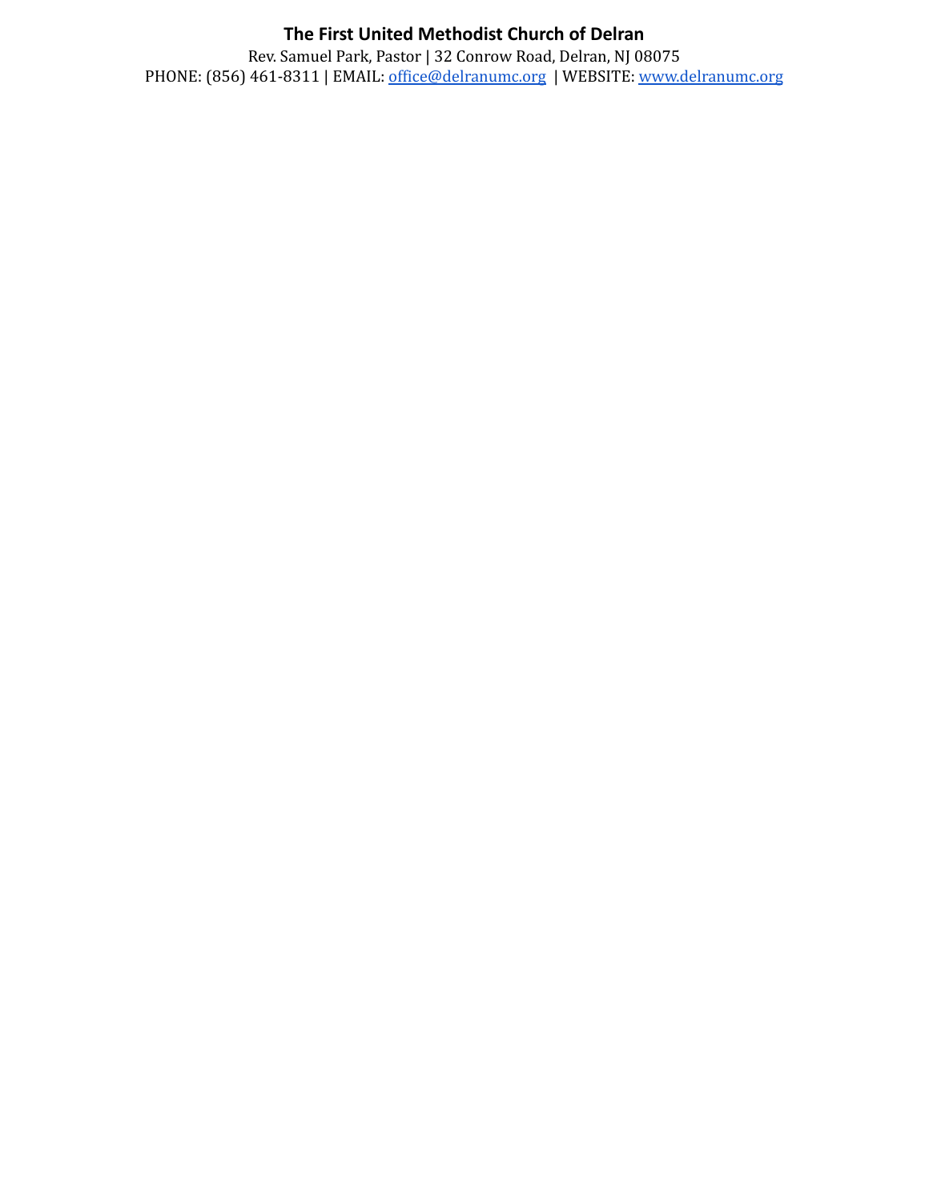**The First United Methodist Church of Delran**

Rev. Samuel Park, Pastor | 32 Conrow Road, Delran, NJ 08075

PHONE: (856) 461-8311 | EMAIL: office@delranumc.org | WEBSITE: www.delranumc.org